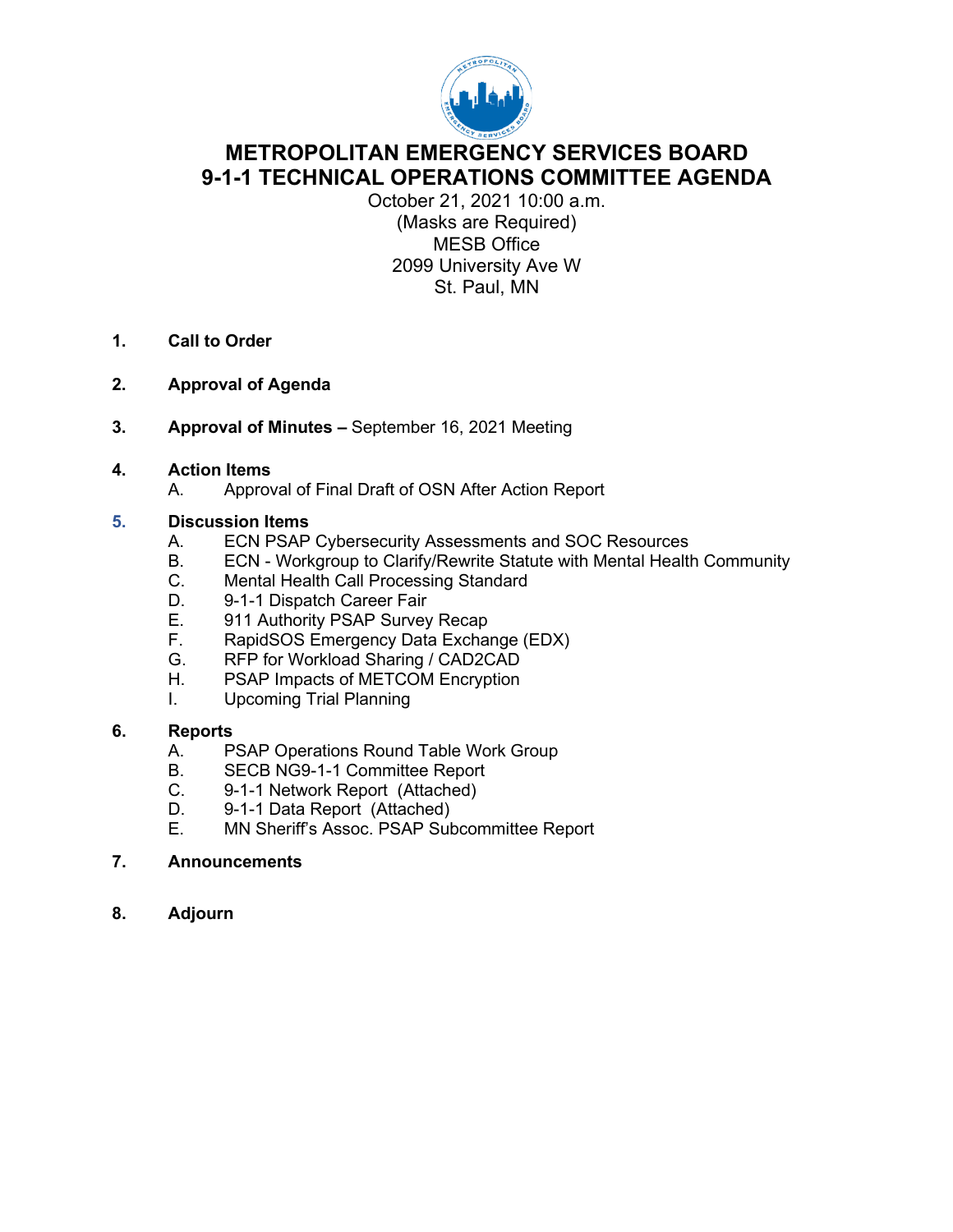# METROPOLITAN EMERGENCY SERVICES BOARD
# 9-1-1 TECHNICAL OPERATIONS COMMITTEE AGENDA

October 21, 2021 10:00 a.m.
(Masks are Required)
MESB Office
2099 University Ave W
St. Paul, MN

1. **Call to Order**

2. **Approval of Agenda**

3. **Approval of Minutes –** September 16, 2021 Meeting

4. **Action Items**
   A. Approval of Final Draft of OSN After Action Report

5. **Discussion Items**
   A. ECN PSAP Cybersecurity Assessments and SOC Resources
   B. ECN - Workgroup to Clarify/Rewrite Statute with Mental Health Community
   C. Mental Health Call Processing Standard
   D. 9-1-1 Dispatch Career Fair
   E. 911 Authority PSAP Survey Recap
   F. RapidSOS Emergency Data Exchange (EDX)
   G. RFP for Workload Sharing / CAD2CAD
   H. PSAP Impacts of METCOM Encryption
   I. Upcoming Trial Planning

6. **Reports**
   A. PSAP Operations Round Table Work Group
   B. SECB NG9-1-1 Committee Report
   C. 9-1-1 Network Report (Attached)
   D. 9-1-1 Data Report (Attached)
   E. MN Sheriff's Assoc. PSAP Subcommittee Report

7. **Announcements**

8. **Adjourn**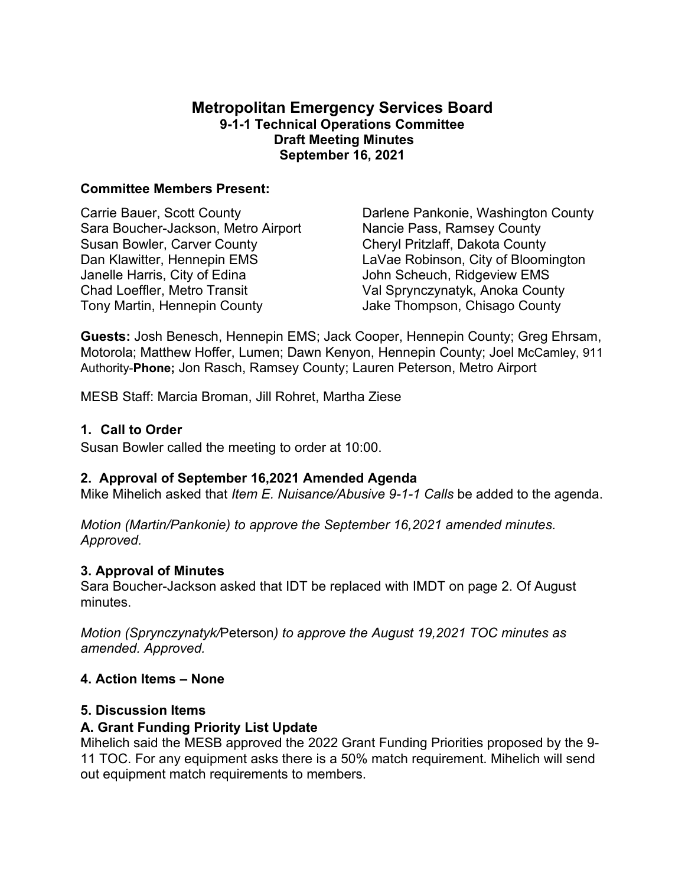# Metropolitan Emergency Services Board
## 9-1-1 Technical Operations Committee
## Draft Meeting Minutes
## September 16, 2021

### Committee Members Present:

Carrie Bauer, Scott County
Sara Boucher-Jackson, Metro Airport
Susan Bowler, Carver County
Dan Klawitter, Hennepin EMS
Janelle Harris, City of Edina
Chad Loeffler, Metro Transit
Tony Martin, Hennepin County
Darlene Pankonie, Washington County
Nancie Pass, Ramsey County
Cheryl Pritzlaff, Dakota County
LaVae Robinson, City of Bloomington
John Scheuch, Ridgeview EMS
Val Sprynczynatyk, Anoka County
Jake Thompson, Chisago County

**Guests:** Josh Benesch, Hennepin EMS; Jack Cooper, Hennepin County; Greg Ehrsam, Motorola; Matthew Hoffer, Lumen; Dawn Kenyon, Hennepin County; Joel McCamley, 911 Authority-**Phone;** Jon Rasch, Ramsey County; Lauren Peterson, Metro Airport

MESB Staff: Marcia Broman, Jill Rohret, Martha Ziese

### 1. Call to Order

Susan Bowler called the meeting to order at 10:00.

### 2. Approval of September 16,2021 Amended Agenda

Mike Mihelich asked that *Item E. Nuisance/Abusive 9-1-1 Calls* be added to the agenda.

*Motion (Martin/Pankonie) to approve the September 16,2021 amended minutes. Approved.*

### 3. Approval of Minutes

Sara Boucher-Jackson asked that IDT be replaced with IMDT on page 2. Of August minutes.

*Motion (Sprynczynatyk/*Peterson*) to approve the August 19,2021 TOC minutes as amended. Approved.*

### 4. Action Items – None

### 5. Discussion Items

### A. Grant Funding Priority List Update

Mihelich said the MESB approved the 2022 Grant Funding Priorities proposed by the 9-11 TOC. For any equipment asks there is a 50% match requirement. Mihelich will send out equipment match requirements to members.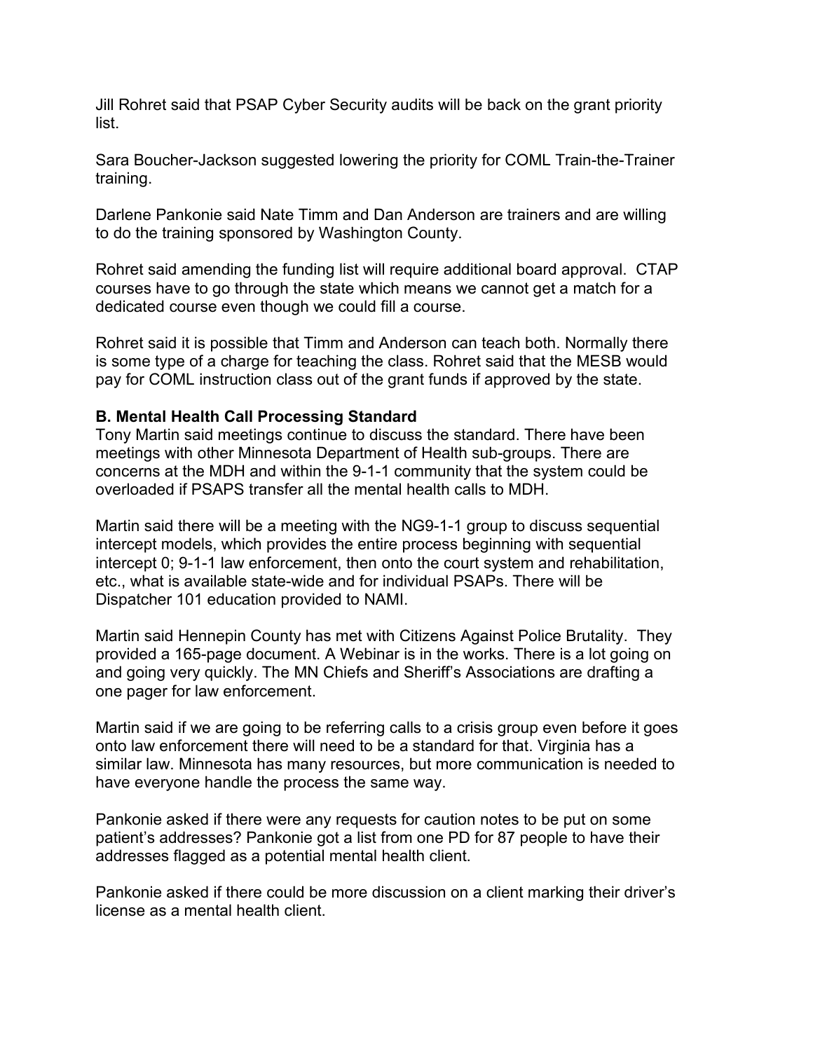Jill Rohret said that PSAP Cyber Security audits will be back on the grant priority list.

Sara Boucher-Jackson suggested lowering the priority for COML Train-the-Trainer training.

Darlene Pankonie said Nate Timm and Dan Anderson are trainers and are willing to do the training sponsored by Washington County.

Rohret said amending the funding list will require additional board approval. CTAP courses have to go through the state which means we cannot get a match for a dedicated course even though we could fill a course.

Rohret said it is possible that Timm and Anderson can teach both. Normally there is some type of a charge for teaching the class. Rohret said that the MESB would pay for COML instruction class out of the grant funds if approved by the state.

**B. Mental Health Call Processing Standard**

Tony Martin said meetings continue to discuss the standard. There have been meetings with other Minnesota Department of Health sub-groups. There are concerns at the MDH and within the 9-1-1 community that the system could be overloaded if PSAPS transfer all the mental health calls to MDH.

Martin said there will be a meeting with the NG9-1-1 group to discuss sequential intercept models, which provides the entire process beginning with sequential intercept 0; 9-1-1 law enforcement, then onto the court system and rehabilitation, etc., what is available state-wide and for individual PSAPs. There will be Dispatcher 101 education provided to NAMI.

Martin said Hennepin County has met with Citizens Against Police Brutality. They provided a 165-page document. A Webinar is in the works. There is a lot going on and going very quickly. The MN Chiefs and Sheriff's Associations are drafting a one pager for law enforcement.

Martin said if we are going to be referring calls to a crisis group even before it goes onto law enforcement there will need to be a standard for that. Virginia has a similar law. Minnesota has many resources, but more communication is needed to have everyone handle the process the same way.

Pankonie asked if there were any requests for caution notes to be put on some patient's addresses? Pankonie got a list from one PD for 87 people to have their addresses flagged as a potential mental health client.

Pankonie asked if there could be more discussion on a client marking their driver's license as a mental health client.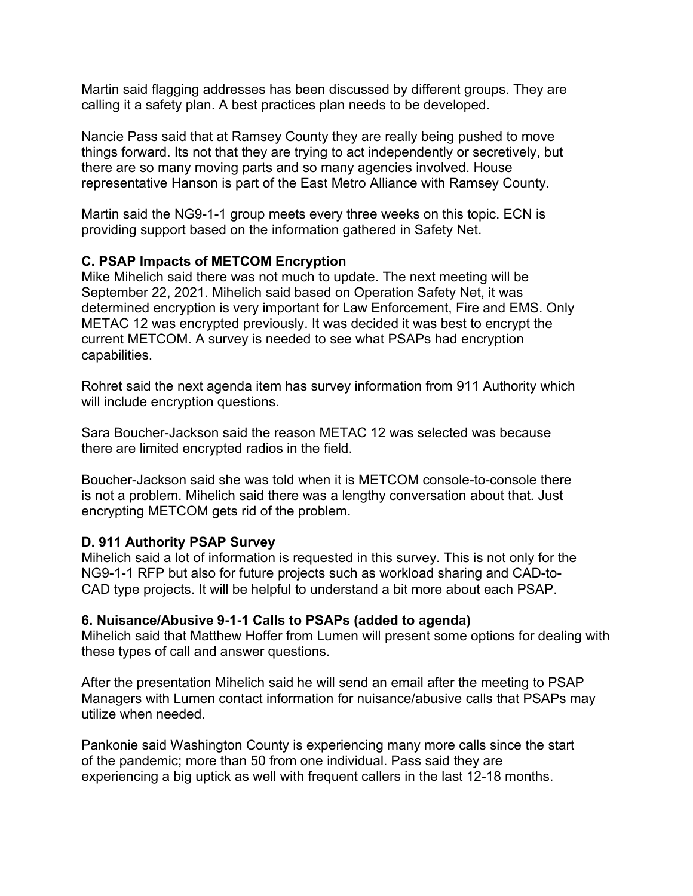Martin said flagging addresses has been discussed by different groups. They are calling it a safety plan. A best practices plan needs to be developed.

Nancie Pass said that at Ramsey County they are really being pushed to move things forward. Its not that they are trying to act independently or secretively, but there are so many moving parts and so many agencies involved. House representative Hanson is part of the East Metro Alliance with Ramsey County.

Martin said the NG9-1-1 group meets every three weeks on this topic. ECN is providing support based on the information gathered in Safety Net.

**C. PSAP Impacts of METCOM Encryption**

Mike Mihelich said there was not much to update. The next meeting will be September 22, 2021. Mihelich said based on Operation Safety Net, it was determined encryption is very important for Law Enforcement, Fire and EMS. Only METAC 12 was encrypted previously. It was decided it was best to encrypt the current METCOM. A survey is needed to see what PSAPs had encryption capabilities.

Rohret said the next agenda item has survey information from 911 Authority which will include encryption questions.

Sara Boucher-Jackson said the reason METAC 12 was selected was because there are limited encrypted radios in the field.

Boucher-Jackson said she was told when it is METCOM console-to-console there is not a problem. Mihelich said there was a lengthy conversation about that. Just encrypting METCOM gets rid of the problem.

**D. 911 Authority PSAP Survey**

Mihelich said a lot of information is requested in this survey. This is not only for the NG9-1-1 RFP but also for future projects such as workload sharing and CAD-to-CAD type projects. It will be helpful to understand a bit more about each PSAP.

**6. Nuisance/Abusive 9-1-1 Calls to PSAPs (added to agenda)**

Mihelich said that Matthew Hoffer from Lumen will present some options for dealing with these types of call and answer questions.

After the presentation Mihelich said he will send an email after the meeting to PSAP Managers with Lumen contact information for nuisance/abusive calls that PSAPs may utilize when needed.

Pankonie said Washington County is experiencing many more calls since the start of the pandemic; more than 50 from one individual. Pass said they are experiencing a big uptick as well with frequent callers in the last 12-18 months.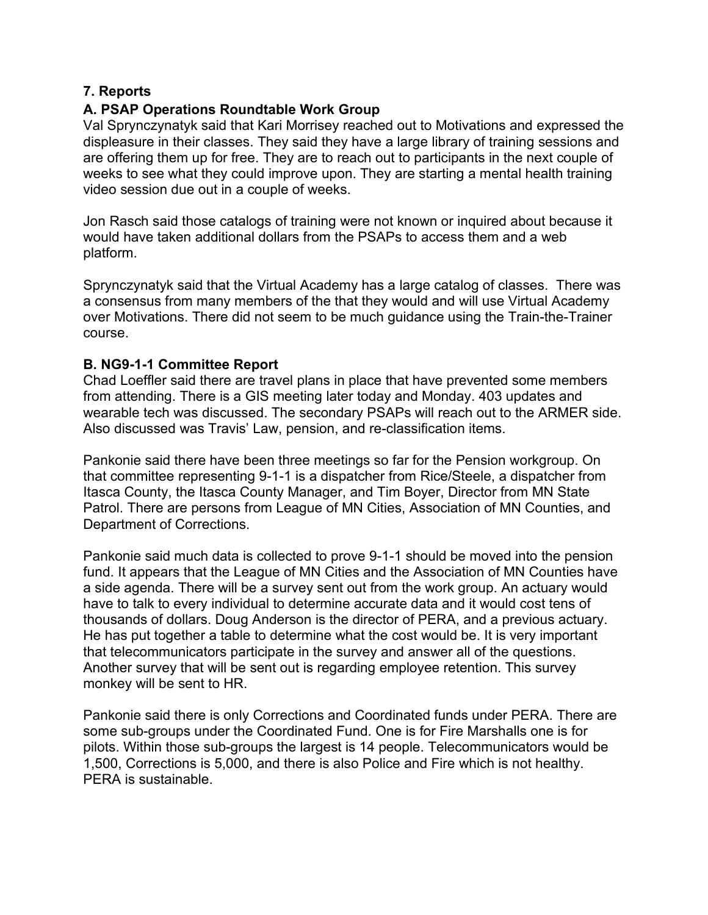## 7. Reports

### A. PSAP Operations Roundtable Work Group

Val Sprynczynatyk said that Kari Morrisey reached out to Motivations and expressed the displeasure in their classes. They said they have a large library of training sessions and are offering them up for free. They are to reach out to participants in the next couple of weeks to see what they could improve upon. They are starting a mental health training video session due out in a couple of weeks.

Jon Rasch said those catalogs of training were not known or inquired about because it would have taken additional dollars from the PSAPs to access them and a web platform.

Sprynczynatyk said that the Virtual Academy has a large catalog of classes. There was a consensus from many members of the that they would and will use Virtual Academy over Motivations. There did not seem to be much guidance using the Train-the-Trainer course.

### B. NG9-1-1 Committee Report

Chad Loeffler said there are travel plans in place that have prevented some members from attending. There is a GIS meeting later today and Monday. 403 updates and wearable tech was discussed. The secondary PSAPs will reach out to the ARMER side. Also discussed was Travis' Law, pension, and re-classification items.

Pankonie said there have been three meetings so far for the Pension workgroup. On that committee representing 9-1-1 is a dispatcher from Rice/Steele, a dispatcher from Itasca County, the Itasca County Manager, and Tim Boyer, Director from MN State Patrol. There are persons from League of MN Cities, Association of MN Counties, and Department of Corrections.

Pankonie said much data is collected to prove 9-1-1 should be moved into the pension fund. It appears that the League of MN Cities and the Association of MN Counties have a side agenda. There will be a survey sent out from the work group. An actuary would have to talk to every individual to determine accurate data and it would cost tens of thousands of dollars. Doug Anderson is the director of PERA, and a previous actuary. He has put together a table to determine what the cost would be. It is very important that telecommunicators participate in the survey and answer all of the questions. Another survey that will be sent out is regarding employee retention. This survey monkey will be sent to HR.

Pankonie said there is only Corrections and Coordinated funds under PERA. There are some sub-groups under the Coordinated Fund. One is for Fire Marshalls one is for pilots. Within those sub-groups the largest is 14 people. Telecommunicators would be 1,500, Corrections is 5,000, and there is also Police and Fire which is not healthy. PERA is sustainable.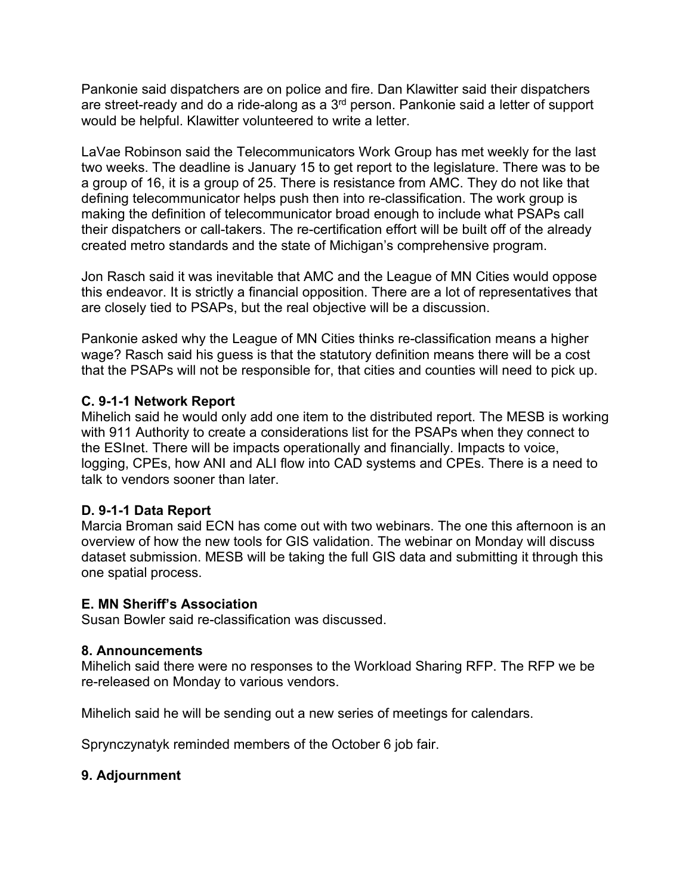Pankonie said dispatchers are on police and fire. Dan Klawitter said their dispatchers are street-ready and do a ride-along as a 3rd person. Pankonie said a letter of support would be helpful. Klawitter volunteered to write a letter.

LaVae Robinson said the Telecommunicators Work Group has met weekly for the last two weeks. The deadline is January 15 to get report to the legislature. There was to be a group of 16, it is a group of 25. There is resistance from AMC. They do not like that defining telecommunicator helps push then into re-classification. The work group is making the definition of telecommunicator broad enough to include what PSAPs call their dispatchers or call-takers. The re-certification effort will be built off of the already created metro standards and the state of Michigan's comprehensive program.

Jon Rasch said it was inevitable that AMC and the League of MN Cities would oppose this endeavor. It is strictly a financial opposition. There are a lot of representatives that are closely tied to PSAPs, but the real objective will be a discussion.

Pankonie asked why the League of MN Cities thinks re-classification means a higher wage? Rasch said his guess is that the statutory definition means there will be a cost that the PSAPs will not be responsible for, that cities and counties will need to pick up.

### C. 9-1-1 Network Report

Mihelich said he would only add one item to the distributed report. The MESB is working with 911 Authority to create a considerations list for the PSAPs when they connect to the ESInet. There will be impacts operationally and financially. Impacts to voice, logging, CPEs, how ANI and ALI flow into CAD systems and CPEs. There is a need to talk to vendors sooner than later.

### D. 9-1-1 Data Report

Marcia Broman said ECN has come out with two webinars. The one this afternoon is an overview of how the new tools for GIS validation. The webinar on Monday will discuss dataset submission. MESB will be taking the full GIS data and submitting it through this one spatial process.

### E. MN Sheriff's Association

Susan Bowler said re-classification was discussed.

## 8. Announcements

Mihelich said there were no responses to the Workload Sharing RFP. The RFP we be re-released on Monday to various vendors.

Mihelich said he will be sending out a new series of meetings for calendars.

Sprynczynatyk reminded members of the October 6 job fair.

## 9. Adjournment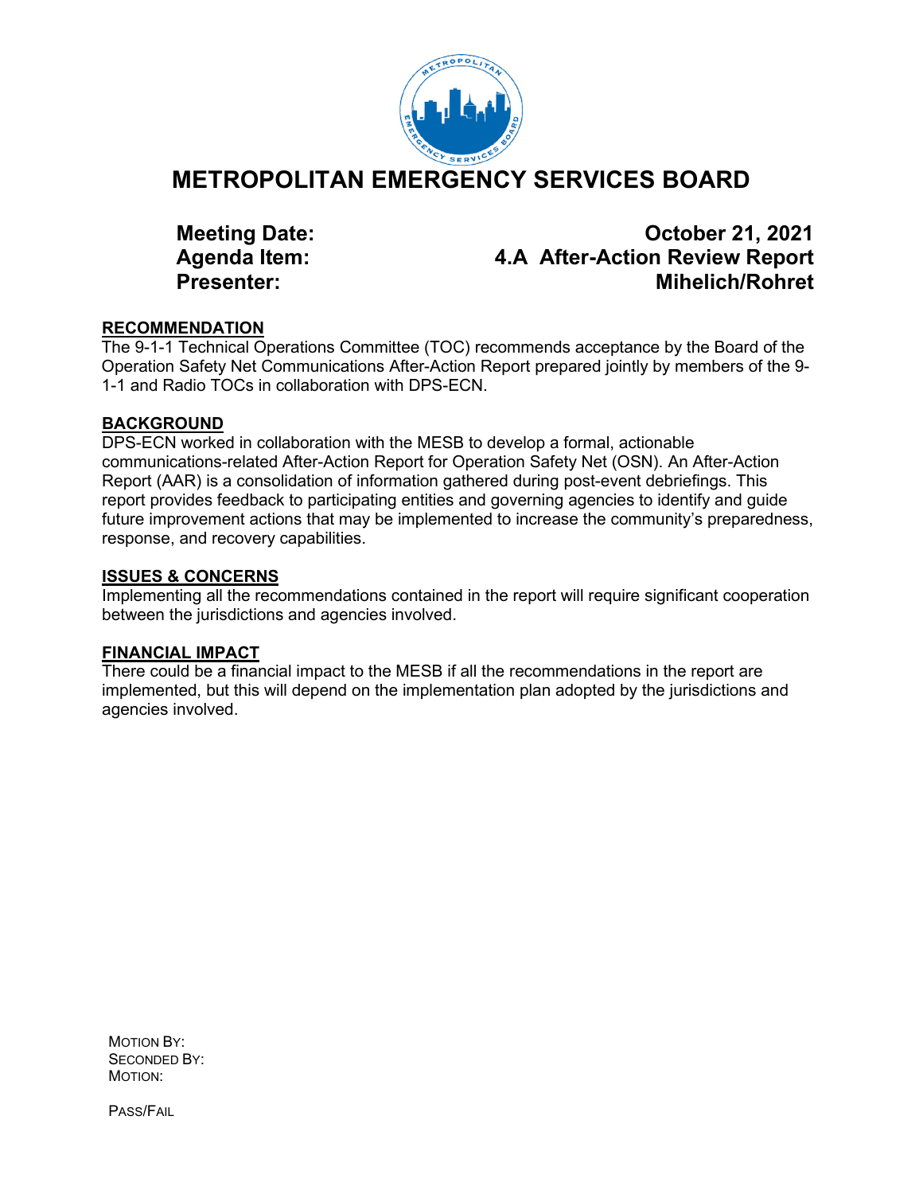# METROPOLITAN EMERGENCY SERVICES BOARD

**Meeting Date:** October 21, 2021
**Agenda Item:** 4.A After-Action Review Report
**Presenter:** Mihelich/Rohret

## RECOMMENDATION

The 9-1-1 Technical Operations Committee (TOC) recommends acceptance by the Board of the Operation Safety Net Communications After-Action Report prepared jointly by members of the 9-1-1 and Radio TOCs in collaboration with DPS-ECN.

## BACKGROUND

DPS-ECN worked in collaboration with the MESB to develop a formal, actionable communications-related After-Action Report for Operation Safety Net (OSN). An After-Action Report (AAR) is a consolidation of information gathered during post-event debriefings. This report provides feedback to participating entities and governing agencies to identify and guide future improvement actions that may be implemented to increase the community's preparedness, response, and recovery capabilities.

## ISSUES & CONCERNS

Implementing all the recommendations contained in the report will require significant cooperation between the jurisdictions and agencies involved.

## FINANCIAL IMPACT

There could be a financial impact to the MESB if all the recommendations in the report are implemented, but this will depend on the implementation plan adopted by the jurisdictions and agencies involved.

MOTION BY:
SECONDED BY:
MOTION:

PASS/FAIL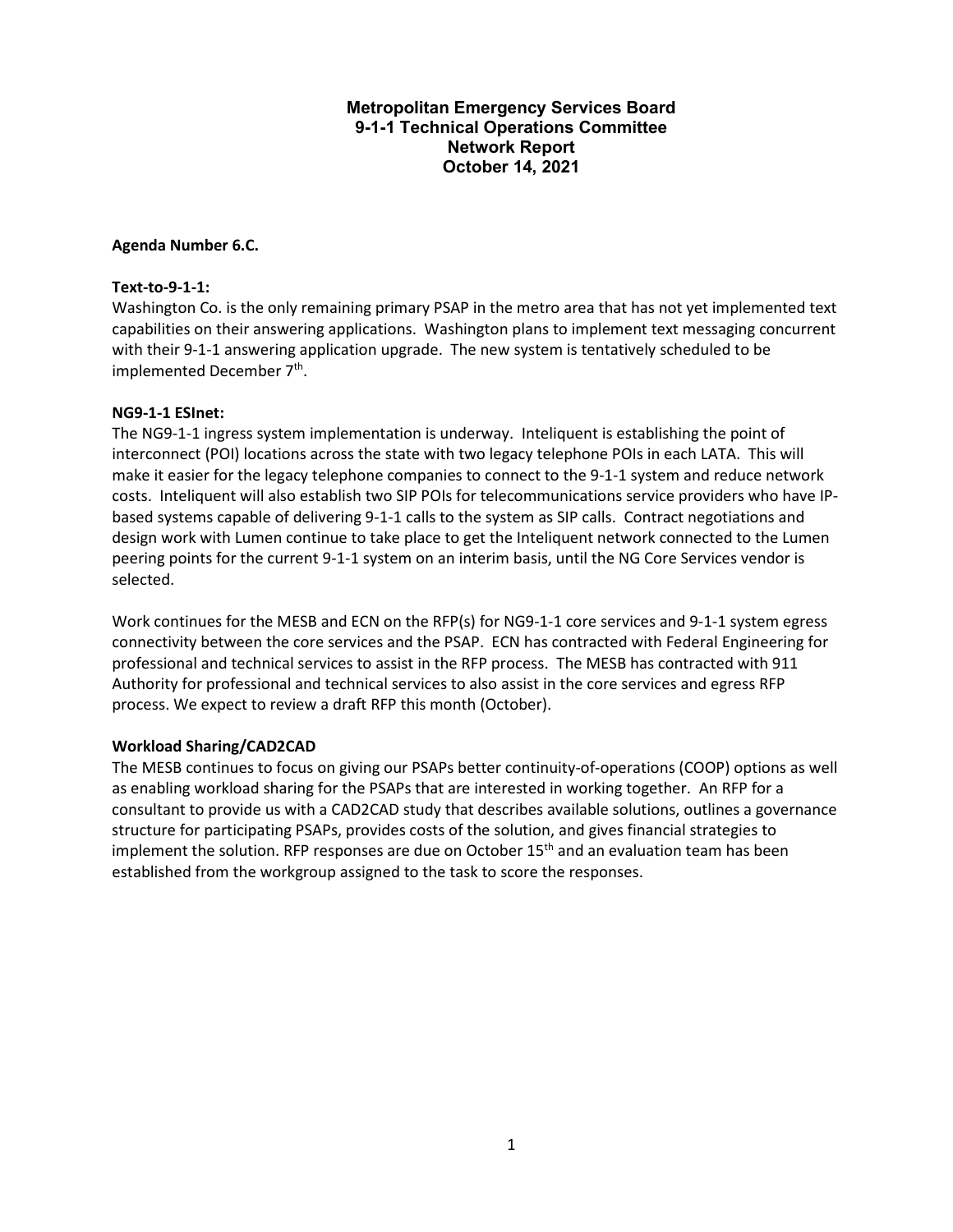# Metropolitan Emergency Services Board
## 9-1-1 Technical Operations Committee
## Network Report
## October 14, 2021

**Agenda Number 6.C.**

**Text-to-9-1-1:**

Washington Co. is the only remaining primary PSAP in the metro area that has not yet implemented text capabilities on their answering applications. Washington plans to implement text messaging concurrent with their 9-1-1 answering application upgrade. The new system is tentatively scheduled to be implemented December 7th.

**NG9-1-1 ESInet:**

The NG9-1-1 ingress system implementation is underway. Inteliquent is establishing the point of interconnect (POI) locations across the state with two legacy telephone POIs in each LATA. This will make it easier for the legacy telephone companies to connect to the 9-1-1 system and reduce network costs. Inteliquent will also establish two SIP POIs for telecommunications service providers who have IP-based systems capable of delivering 9-1-1 calls to the system as SIP calls. Contract negotiations and design work with Lumen continue to take place to get the Inteliquent network connected to the Lumen peering points for the current 9-1-1 system on an interim basis, until the NG Core Services vendor is selected.

Work continues for the MESB and ECN on the RFP(s) for NG9-1-1 core services and 9-1-1 system egress connectivity between the core services and the PSAP. ECN has contracted with Federal Engineering for professional and technical services to assist in the RFP process. The MESB has contracted with 911 Authority for professional and technical services to also assist in the core services and egress RFP process. We expect to review a draft RFP this month (October).

**Workload Sharing/CAD2CAD**

The MESB continues to focus on giving our PSAPs better continuity-of-operations (COOP) options as well as enabling workload sharing for the PSAPs that are interested in working together. An RFP for a consultant to provide us with a CAD2CAD study that describes available solutions, outlines a governance structure for participating PSAPs, provides costs of the solution, and gives financial strategies to implement the solution. RFP responses are due on October 15th and an evaluation team has been established from the workgroup assigned to the task to score the responses.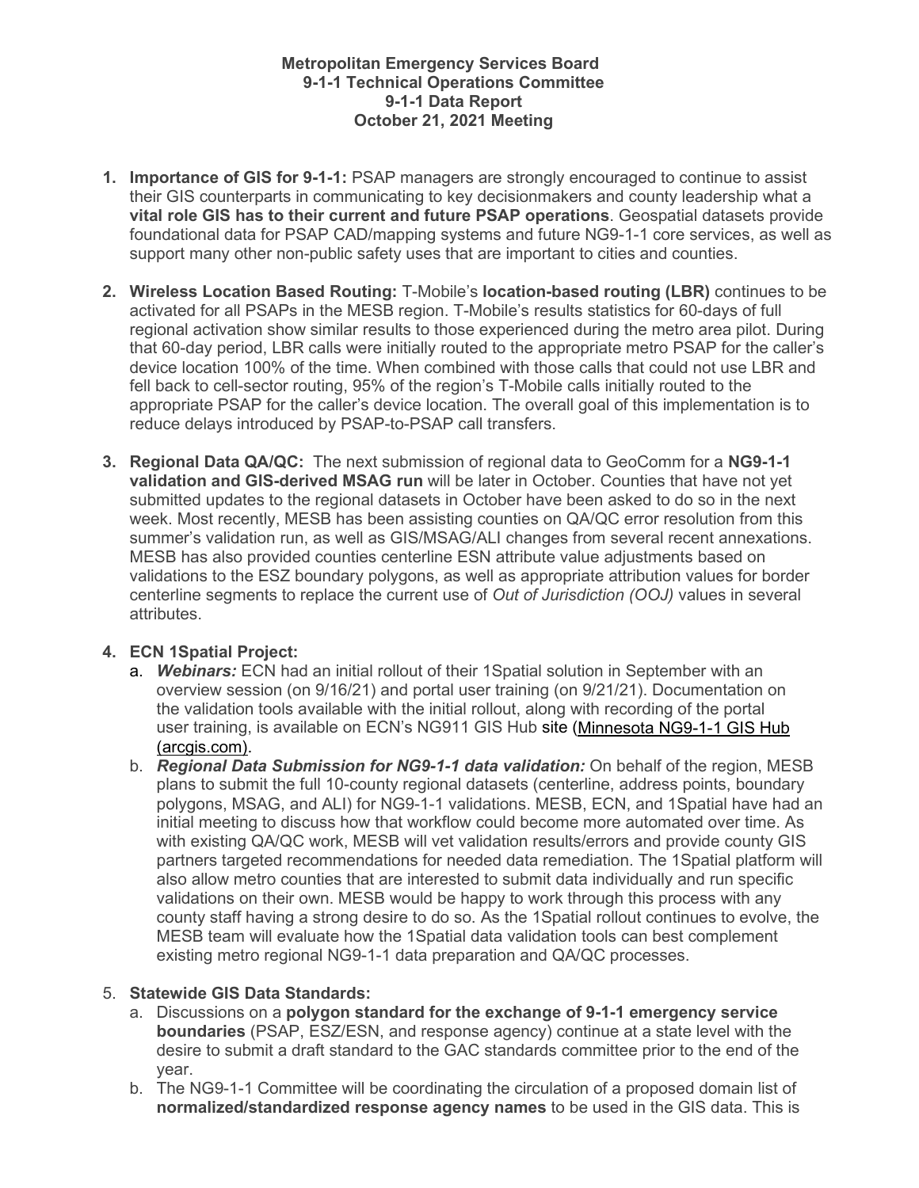**Metropolitan Emergency Services Board**
**9-1-1 Technical Operations Committee**
**9-1-1 Data Report**
**October 21, 2021 Meeting**

1. **Importance of GIS for 9-1-1:** PSAP managers are strongly encouraged to continue to assist their GIS counterparts in communicating to key decisionmakers and county leadership what a **vital role GIS has to their current and future PSAP operations**. Geospatial datasets provide foundational data for PSAP CAD/mapping systems and future NG9-1-1 core services, as well as support many other non-public safety uses that are important to cities and counties.

2. **Wireless Location Based Routing:** T-Mobile's **location-based routing (LBR)** continues to be activated for all PSAPs in the MESB region. T-Mobile's results statistics for 60-days of full regional activation show similar results to those experienced during the metro area pilot. During that 60-day period, LBR calls were initially routed to the appropriate metro PSAP for the caller's device location 100% of the time. When combined with those calls that could not use LBR and fell back to cell-sector routing, 95% of the region's T-Mobile calls initially routed to the appropriate PSAP for the caller's device location. The overall goal of this implementation is to reduce delays introduced by PSAP-to-PSAP call transfers.

3. **Regional Data QA/QC:** The next submission of regional data to GeoComm for a **NG9-1-1 validation and GIS-derived MSAG run** will be later in October. Counties that have not yet submitted updates to the regional datasets in October have been asked to do so in the next week. Most recently, MESB has been assisting counties on QA/QC error resolution from this summer's validation run, as well as GIS/MSAG/ALI changes from several recent annexations. MESB has also provided counties centerline ESN attribute value adjustments based on validations to the ESZ boundary polygons, as well as appropriate attribution values for border centerline segments to replace the current use of *Out of Jurisdiction (OOJ)* values in several attributes.

4. **ECN 1Spatial Project:**
   a. ***Webinars:*** ECN had an initial rollout of their 1Spatial solution in September with an overview session (on 9/16/21) and portal user training (on 9/21/21). Documentation on the validation tools available with the initial rollout, along with recording of the portal user training, is available on ECN's NG911 GIS Hub site (Minnesota NG9-1-1 GIS Hub (arcgis.com)).
   b. ***Regional Data Submission for NG9-1-1 data validation:*** On behalf of the region, MESB plans to submit the full 10-county regional datasets (centerline, address points, boundary polygons, MSAG, and ALI) for NG9-1-1 validations. MESB, ECN, and 1Spatial have had an initial meeting to discuss how that workflow could become more automated over time. As with existing QA/QC work, MESB will vet validation results/errors and provide county GIS partners targeted recommendations for needed data remediation. The 1Spatial platform will also allow metro counties that are interested to submit data individually and run specific validations on their own. MESB would be happy to work through this process with any county staff having a strong desire to do so. As the 1Spatial rollout continues to evolve, the MESB team will evaluate how the 1Spatial data validation tools can best complement existing metro regional NG9-1-1 data preparation and QA/QC processes.

5. **Statewide GIS Data Standards:**
   a. Discussions on a **polygon standard for the exchange of 9-1-1 emergency service boundaries** (PSAP, ESZ/ESN, and response agency) continue at a state level with the desire to submit a draft standard to the GAC standards committee prior to the end of the year.
   b. The NG9-1-1 Committee will be coordinating the circulation of a proposed domain list of **normalized/standardized response agency names** to be used in the GIS data. This is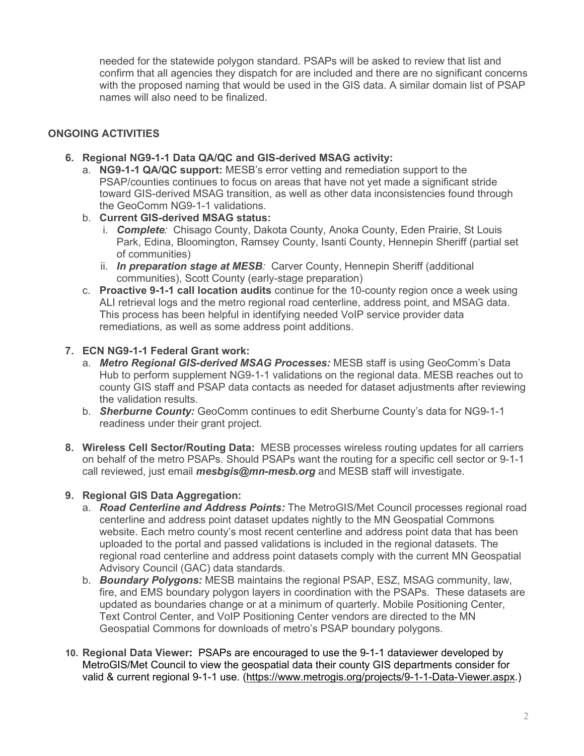needed for the statewide polygon standard. PSAPs will be asked to review that list and confirm that all agencies they dispatch for are included and there are no significant concerns with the proposed naming that would be used in the GIS data. A similar domain list of PSAP names will also need to be finalized.

## ONGOING ACTIVITIES

6. **Regional NG9-1-1 Data QA/QC and GIS-derived MSAG activity:**
   a. **NG9-1-1 QA/QC support:** MESB's error vetting and remediation support to the PSAP/counties continues to focus on areas that have not yet made a significant stride toward GIS-derived MSAG transition, as well as other data inconsistencies found through the GeoComm NG9-1-1 validations.
   b. **Current GIS-derived MSAG status:**
      i. ***Complete**:* Chisago County, Dakota County, Anoka County, Eden Prairie, St Louis Park, Edina, Bloomington, Ramsey County, Isanti County, Hennepin Sheriff (partial set of communities)
      ii. ***In preparation stage at MESB**:* Carver County, Hennepin Sheriff (additional communities), Scott County (early-stage preparation)
   c. **Proactive 9-1-1 call location audits** continue for the 10-county region once a week using ALI retrieval logs and the metro regional road centerline, address point, and MSAG data. This process has been helpful in identifying needed VoIP service provider data remediations, as well as some address point additions.

7. **ECN NG9-1-1 Federal Grant work:**
   a. ***Metro Regional GIS-derived MSAG Processes:*** MESB staff is using GeoComm's Data Hub to perform supplement NG9-1-1 validations on the regional data. MESB reaches out to county GIS staff and PSAP data contacts as needed for dataset adjustments after reviewing the validation results.
   b. ***Sherburne County:*** GeoComm continues to edit Sherburne County's data for NG9-1-1 readiness under their grant project.

8. **Wireless Cell Sector/Routing Data:** MESB processes wireless routing updates for all carriers on behalf of the metro PSAPs. Should PSAPs want the routing for a specific cell sector or 9-1-1 call reviewed, just email ***mesbgis@mn-mesb.org*** and MESB staff will investigate.

9. **Regional GIS Data Aggregation:**
   a. ***Road Centerline and Address Points:*** The MetroGIS/Met Council processes regional road centerline and address point dataset updates nightly to the MN Geospatial Commons website. Each metro county's most recent centerline and address point data that has been uploaded to the portal and passed validations is included in the regional datasets. The regional road centerline and address point datasets comply with the current MN Geospatial Advisory Council (GAC) data standards.
   b. ***Boundary Polygons:*** MESB maintains the regional PSAP, ESZ, MSAG community, law, fire, and EMS boundary polygon layers in coordination with the PSAPs. These datasets are updated as boundaries change or at a minimum of quarterly. Mobile Positioning Center, Text Control Center, and VoIP Positioning Center vendors are directed to the MN Geospatial Commons for downloads of metro's PSAP boundary polygons.

10. **Regional Data Viewer:** PSAPs are encouraged to use the 9-1-1 dataviewer developed by MetroGIS/Met Council to view the geospatial data their county GIS departments consider for valid & current regional 9-1-1 use. (https://www.metrogis.org/projects/9-1-1-Data-Viewer.aspx.)